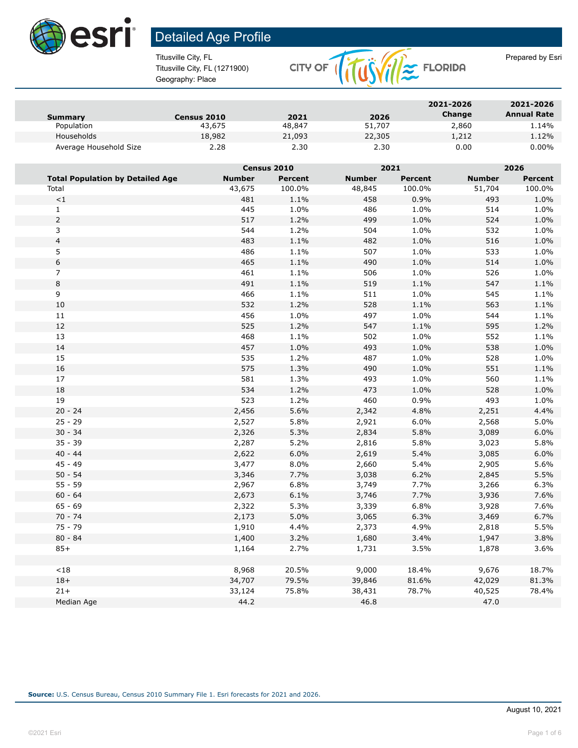# Detailed Age Profile

Titusville City, FL
Titusville City, FL (1271900)
Geography: Place

Prepared by Esri

| Summary | Census 2010 | 2021 | 2026 | 2021-2026 Change | 2021-2026 Annual Rate |
|---|---|---|---|---|---|
| Population | 43,675 | 48,847 | 51,707 | 2,860 | 1.14% |
| Households | 18,982 | 21,093 | 22,305 | 1,212 | 1.12% |
| Average Household Size | 2.28 | 2.30 | 2.30 | 0.00 | 0.00% |

| | Census 2010 | | 2021 | | 2026 | |
|---|---|---|---|---|---|---|
| **Total Population by Detailed Age** | **Number** | **Percent** | **Number** | **Percent** | **Number** | **Percent** |
| Total | 43,675 | 100.0% | 48,845 | 100.0% | 51,704 | 100.0% |
| <1 | 481 | 1.1% | 458 | 0.9% | 493 | 1.0% |
| 1 | 445 | 1.0% | 486 | 1.0% | 514 | 1.0% |
| 2 | 517 | 1.2% | 499 | 1.0% | 524 | 1.0% |
| 3 | 544 | 1.2% | 504 | 1.0% | 532 | 1.0% |
| 4 | 483 | 1.1% | 482 | 1.0% | 516 | 1.0% |
| 5 | 486 | 1.1% | 507 | 1.0% | 533 | 1.0% |
| 6 | 465 | 1.1% | 490 | 1.0% | 514 | 1.0% |
| 7 | 461 | 1.1% | 506 | 1.0% | 526 | 1.0% |
| 8 | 491 | 1.1% | 519 | 1.1% | 547 | 1.1% |
| 9 | 466 | 1.1% | 511 | 1.0% | 545 | 1.1% |
| 10 | 532 | 1.2% | 528 | 1.1% | 563 | 1.1% |
| 11 | 456 | 1.0% | 497 | 1.0% | 544 | 1.1% |
| 12 | 525 | 1.2% | 547 | 1.1% | 595 | 1.2% |
| 13 | 468 | 1.1% | 502 | 1.0% | 552 | 1.1% |
| 14 | 457 | 1.0% | 493 | 1.0% | 538 | 1.0% |
| 15 | 535 | 1.2% | 487 | 1.0% | 528 | 1.0% |
| 16 | 575 | 1.3% | 490 | 1.0% | 551 | 1.1% |
| 17 | 581 | 1.3% | 493 | 1.0% | 560 | 1.1% |
| 18 | 534 | 1.2% | 473 | 1.0% | 528 | 1.0% |
| 19 | 523 | 1.2% | 460 | 0.9% | 493 | 1.0% |
| 20 - 24 | 2,456 | 5.6% | 2,342 | 4.8% | 2,251 | 4.4% |
| 25 - 29 | 2,527 | 5.8% | 2,921 | 6.0% | 2,568 | 5.0% |
| 30 - 34 | 2,326 | 5.3% | 2,834 | 5.8% | 3,089 | 6.0% |
| 35 - 39 | 2,287 | 5.2% | 2,816 | 5.8% | 3,023 | 5.8% |
| 40 - 44 | 2,622 | 6.0% | 2,619 | 5.4% | 3,085 | 6.0% |
| 45 - 49 | 3,477 | 8.0% | 2,660 | 5.4% | 2,905 | 5.6% |
| 50 - 54 | 3,346 | 7.7% | 3,038 | 6.2% | 2,845 | 5.5% |
| 55 - 59 | 2,967 | 6.8% | 3,749 | 7.7% | 3,266 | 6.3% |
| 60 - 64 | 2,673 | 6.1% | 3,746 | 7.7% | 3,936 | 7.6% |
| 65 - 69 | 2,322 | 5.3% | 3,339 | 6.8% | 3,928 | 7.6% |
| 70 - 74 | 2,173 | 5.0% | 3,065 | 6.3% | 3,469 | 6.7% |
| 75 - 79 | 1,910 | 4.4% | 2,373 | 4.9% | 2,818 | 5.5% |
| 80 - 84 | 1,400 | 3.2% | 1,680 | 3.4% | 1,947 | 3.8% |
| 85+ | 1,164 | 2.7% | 1,731 | 3.5% | 1,878 | 3.6% |
| | | | | | | |
| <18 | 8,968 | 20.5% | 9,000 | 18.4% | 9,676 | 18.7% |
| 18+ | 34,707 | 79.5% | 39,846 | 81.6% | 42,029 | 81.3% |
| 21+ | 33,124 | 75.8% | 38,431 | 78.7% | 40,525 | 78.4% |
| Median Age | 44.2 | | 46.8 | | 47.0 | |

**Source:** U.S. Census Bureau, Census 2010 Summary File 1. Esri forecasts for 2021 and 2026.

August 10, 2021

©2021 Esri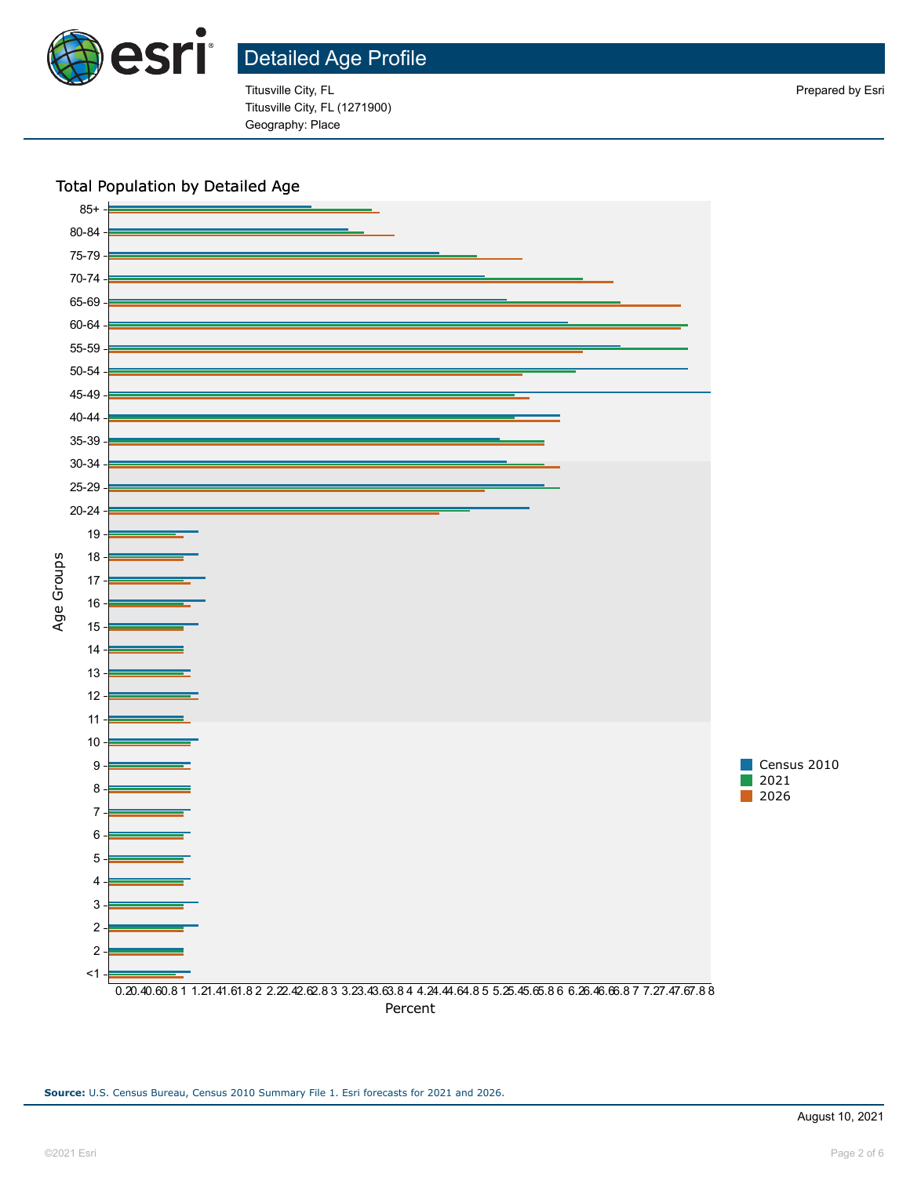# Detailed Age Profile

Titusville City, FL
Titusville City, FL (1271900)
Geography: Place

Prepared by Esri

## Total Population by Detailed Age

Age Groups: 85+, 80-84, 75-79, 70-74, 65-69, 60-64, 55-59, 50-54, 45-49, 40-44, 35-39, 30-34, 25-29, 20-24, 19, 18, 17, 16, 15, 14, 13, 12, 11, 10, 9, 8, 7, 6, 5, 4, 3, 2, 2, <1

Percent: 0.2 0.4 0.6 0.8 1 1.2 1.4 1.6 1.8 2 2.2 2.4 2.6 2.8 3 3.2 3.4 3.6 3.8 4 4.2 4.4 4.6 4.8 5 5.2 5.4 5.6 5.8 6 6.2 6.4 6.6 6.8 7 7.2 7.4 7.6 7.8 8

Legend: Census 2010, 2021, 2026

**Source:** U.S. Census Bureau, Census 2010 Summary File 1. Esri forecasts for 2021 and 2026.

August 10, 2021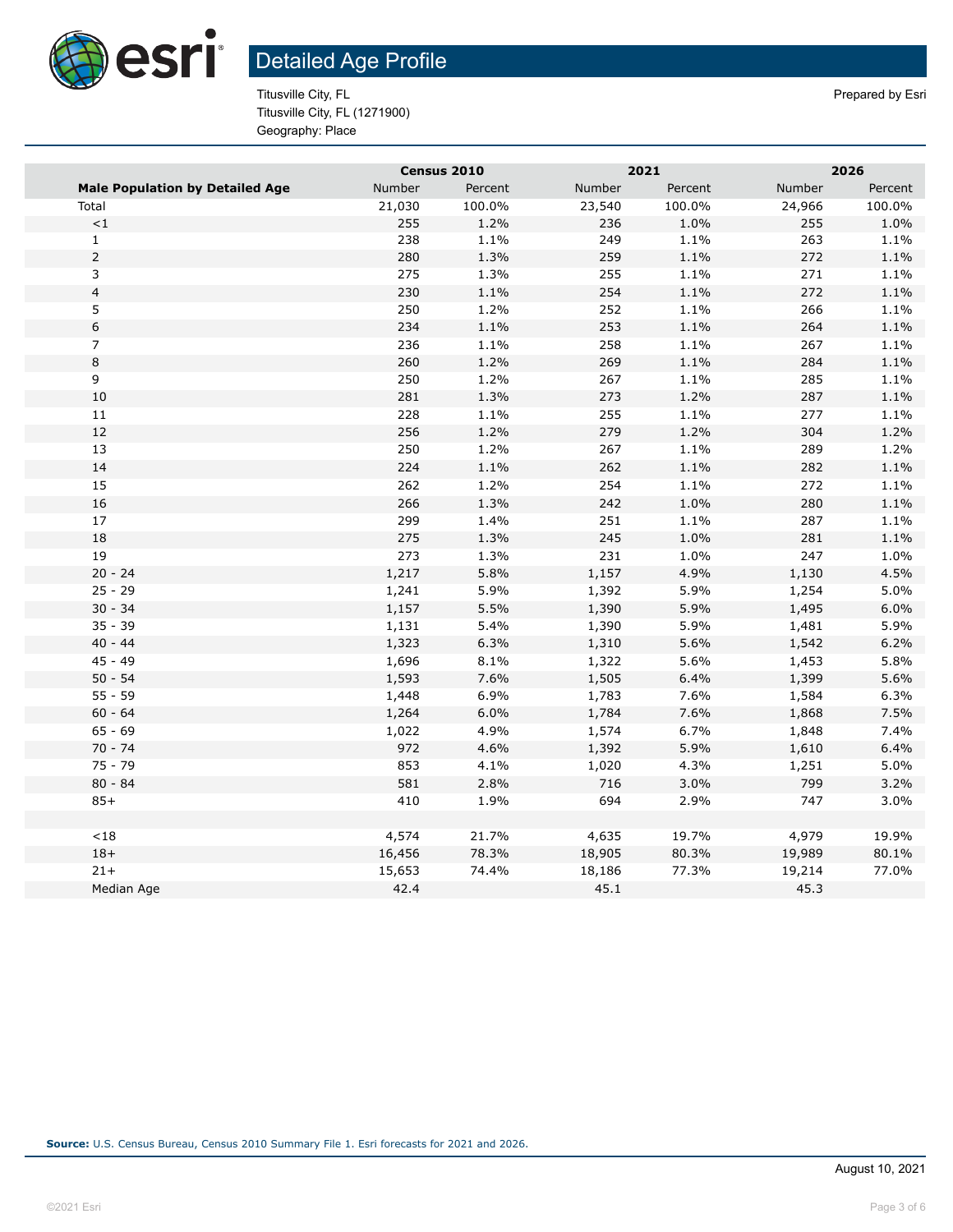# Detailed Age Profile

Titusville City, FL
Titusville City, FL (1271900)
Geography: Place

Prepared by Esri

| Male Population by Detailed Age | Census 2010 | | 2021 | | 2026 | |
|---|---|---|---|---|---|---|
| | Number | Percent | Number | Percent | Number | Percent |
| Total | 21,030 | 100.0% | 23,540 | 100.0% | 24,966 | 100.0% |
| <1 | 255 | 1.2% | 236 | 1.0% | 255 | 1.0% |
| 1 | 238 | 1.1% | 249 | 1.1% | 263 | 1.1% |
| 2 | 280 | 1.3% | 259 | 1.1% | 272 | 1.1% |
| 3 | 275 | 1.3% | 255 | 1.1% | 271 | 1.1% |
| 4 | 230 | 1.1% | 254 | 1.1% | 272 | 1.1% |
| 5 | 250 | 1.2% | 252 | 1.1% | 266 | 1.1% |
| 6 | 234 | 1.1% | 253 | 1.1% | 264 | 1.1% |
| 7 | 236 | 1.1% | 258 | 1.1% | 267 | 1.1% |
| 8 | 260 | 1.2% | 269 | 1.1% | 284 | 1.1% |
| 9 | 250 | 1.2% | 267 | 1.1% | 285 | 1.1% |
| 10 | 281 | 1.3% | 273 | 1.2% | 287 | 1.1% |
| 11 | 228 | 1.1% | 255 | 1.1% | 277 | 1.1% |
| 12 | 256 | 1.2% | 279 | 1.2% | 304 | 1.2% |
| 13 | 250 | 1.2% | 267 | 1.1% | 289 | 1.2% |
| 14 | 224 | 1.1% | 262 | 1.1% | 282 | 1.1% |
| 15 | 262 | 1.2% | 254 | 1.1% | 272 | 1.1% |
| 16 | 266 | 1.3% | 242 | 1.0% | 280 | 1.1% |
| 17 | 299 | 1.4% | 251 | 1.1% | 287 | 1.1% |
| 18 | 275 | 1.3% | 245 | 1.0% | 281 | 1.1% |
| 19 | 273 | 1.3% | 231 | 1.0% | 247 | 1.0% |
| 20 - 24 | 1,217 | 5.8% | 1,157 | 4.9% | 1,130 | 4.5% |
| 25 - 29 | 1,241 | 5.9% | 1,392 | 5.9% | 1,254 | 5.0% |
| 30 - 34 | 1,157 | 5.5% | 1,390 | 5.9% | 1,495 | 6.0% |
| 35 - 39 | 1,131 | 5.4% | 1,390 | 5.9% | 1,481 | 5.9% |
| 40 - 44 | 1,323 | 6.3% | 1,310 | 5.6% | 1,542 | 6.2% |
| 45 - 49 | 1,696 | 8.1% | 1,322 | 5.6% | 1,453 | 5.8% |
| 50 - 54 | 1,593 | 7.6% | 1,505 | 6.4% | 1,399 | 5.6% |
| 55 - 59 | 1,448 | 6.9% | 1,783 | 7.6% | 1,584 | 6.3% |
| 60 - 64 | 1,264 | 6.0% | 1,784 | 7.6% | 1,868 | 7.5% |
| 65 - 69 | 1,022 | 4.9% | 1,574 | 6.7% | 1,848 | 7.4% |
| 70 - 74 | 972 | 4.6% | 1,392 | 5.9% | 1,610 | 6.4% |
| 75 - 79 | 853 | 4.1% | 1,020 | 4.3% | 1,251 | 5.0% |
| 80 - 84 | 581 | 2.8% | 716 | 3.0% | 799 | 3.2% |
| 85+ | 410 | 1.9% | 694 | 2.9% | 747 | 3.0% |
| | | | | | | |
| <18 | 4,574 | 21.7% | 4,635 | 19.7% | 4,979 | 19.9% |
| 18+ | 16,456 | 78.3% | 18,905 | 80.3% | 19,989 | 80.1% |
| 21+ | 15,653 | 74.4% | 18,186 | 77.3% | 19,214 | 77.0% |
| Median Age | 42.4 | | 45.1 | | 45.3 | |

**Source:** U.S. Census Bureau, Census 2010 Summary File 1. Esri forecasts for 2021 and 2026.

August 10, 2021

©2021 Esri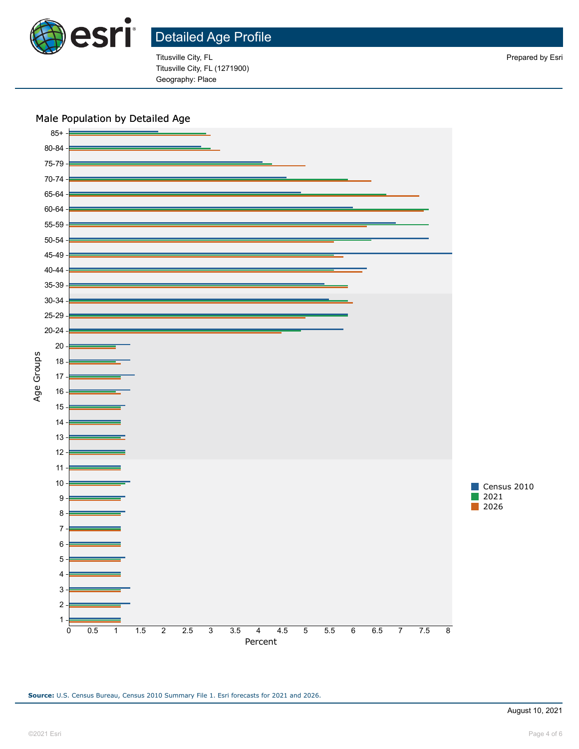# Detailed Age Profile

Titusville City, FL
Titusville City, FL (1271900)
Geography: Place

Prepared by Esri

## Male Population by Detailed Age

Age Groups: 85+, 80-84, 75-79, 70-74, 65-64, 60-64, 55-59, 50-54, 45-49, 40-44, 35-39, 30-34, 25-29, 20-24, 20, 18, 17, 16, 15, 14, 13, 12, 11, 10, 9, 8, 7, 6, 5, 4, 3, 2, 1

Percent: 0, 0.5, 1, 1.5, 2, 2.5, 3, 3.5, 4, 4.5, 5, 5.5, 6, 6.5, 7, 7.5, 8

Legend: Census 2010, 2021, 2026

**Source:** U.S. Census Bureau, Census 2010 Summary File 1. Esri forecasts for 2021 and 2026.

August 10, 2021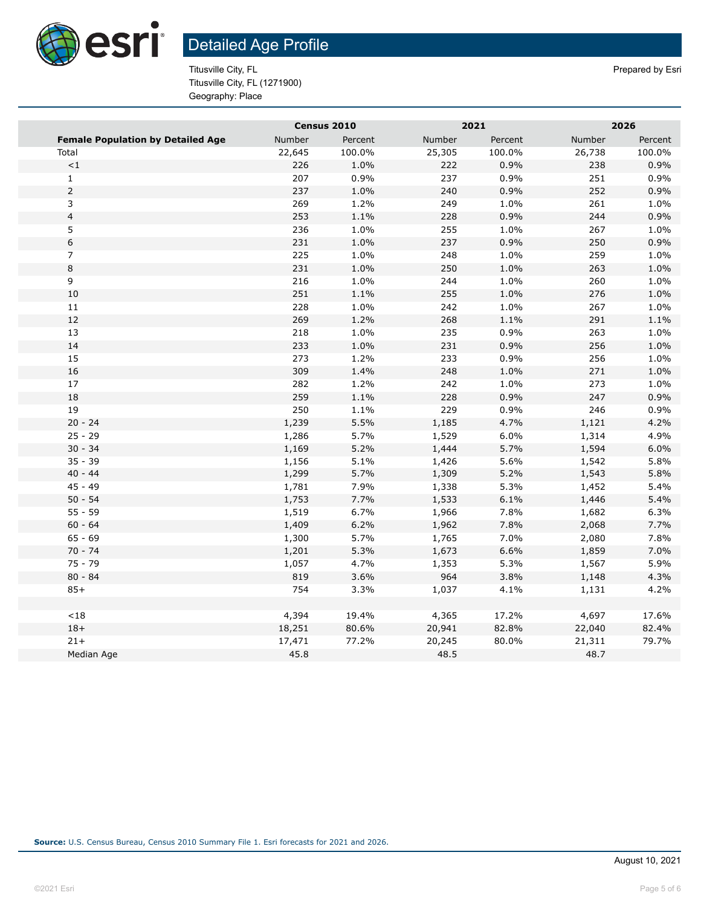# Detailed Age Profile

Titusville City, FL
Titusville City, FL (1271900)
Geography: Place

Prepared by Esri

| | Census 2010 | | 2021 | | 2026 | |
|---|---|---|---|---|---|---|
| **Female Population by Detailed Age** | Number | Percent | Number | Percent | Number | Percent |
| Total | 22,645 | 100.0% | 25,305 | 100.0% | 26,738 | 100.0% |
| <1 | 226 | 1.0% | 222 | 0.9% | 238 | 0.9% |
| 1 | 207 | 0.9% | 237 | 0.9% | 251 | 0.9% |
| 2 | 237 | 1.0% | 240 | 0.9% | 252 | 0.9% |
| 3 | 269 | 1.2% | 249 | 1.0% | 261 | 1.0% |
| 4 | 253 | 1.1% | 228 | 0.9% | 244 | 0.9% |
| 5 | 236 | 1.0% | 255 | 1.0% | 267 | 1.0% |
| 6 | 231 | 1.0% | 237 | 0.9% | 250 | 0.9% |
| 7 | 225 | 1.0% | 248 | 1.0% | 259 | 1.0% |
| 8 | 231 | 1.0% | 250 | 1.0% | 263 | 1.0% |
| 9 | 216 | 1.0% | 244 | 1.0% | 260 | 1.0% |
| 10 | 251 | 1.1% | 255 | 1.0% | 276 | 1.0% |
| 11 | 228 | 1.0% | 242 | 1.0% | 267 | 1.0% |
| 12 | 269 | 1.2% | 268 | 1.1% | 291 | 1.1% |
| 13 | 218 | 1.0% | 235 | 0.9% | 263 | 1.0% |
| 14 | 233 | 1.0% | 231 | 0.9% | 256 | 1.0% |
| 15 | 273 | 1.2% | 233 | 0.9% | 256 | 1.0% |
| 16 | 309 | 1.4% | 248 | 1.0% | 271 | 1.0% |
| 17 | 282 | 1.2% | 242 | 1.0% | 273 | 1.0% |
| 18 | 259 | 1.1% | 228 | 0.9% | 247 | 0.9% |
| 19 | 250 | 1.1% | 229 | 0.9% | 246 | 0.9% |
| 20 - 24 | 1,239 | 5.5% | 1,185 | 4.7% | 1,121 | 4.2% |
| 25 - 29 | 1,286 | 5.7% | 1,529 | 6.0% | 1,314 | 4.9% |
| 30 - 34 | 1,169 | 5.2% | 1,444 | 5.7% | 1,594 | 6.0% |
| 35 - 39 | 1,156 | 5.1% | 1,426 | 5.6% | 1,542 | 5.8% |
| 40 - 44 | 1,299 | 5.7% | 1,309 | 5.2% | 1,543 | 5.8% |
| 45 - 49 | 1,781 | 7.9% | 1,338 | 5.3% | 1,452 | 5.4% |
| 50 - 54 | 1,753 | 7.7% | 1,533 | 6.1% | 1,446 | 5.4% |
| 55 - 59 | 1,519 | 6.7% | 1,966 | 7.8% | 1,682 | 6.3% |
| 60 - 64 | 1,409 | 6.2% | 1,962 | 7.8% | 2,068 | 7.7% |
| 65 - 69 | 1,300 | 5.7% | 1,765 | 7.0% | 2,080 | 7.8% |
| 70 - 74 | 1,201 | 5.3% | 1,673 | 6.6% | 1,859 | 7.0% |
| 75 - 79 | 1,057 | 4.7% | 1,353 | 5.3% | 1,567 | 5.9% |
| 80 - 84 | 819 | 3.6% | 964 | 3.8% | 1,148 | 4.3% |
| 85+ | 754 | 3.3% | 1,037 | 4.1% | 1,131 | 4.2% |
| | | | | | | |
| <18 | 4,394 | 19.4% | 4,365 | 17.2% | 4,697 | 17.6% |
| 18+ | 18,251 | 80.6% | 20,941 | 82.8% | 22,040 | 82.4% |
| 21+ | 17,471 | 77.2% | 20,245 | 80.0% | 21,311 | 79.7% |
| Median Age | 45.8 | | 48.5 | | 48.7 | |

**Source:** U.S. Census Bureau, Census 2010 Summary File 1. Esri forecasts for 2021 and 2026.

August 10, 2021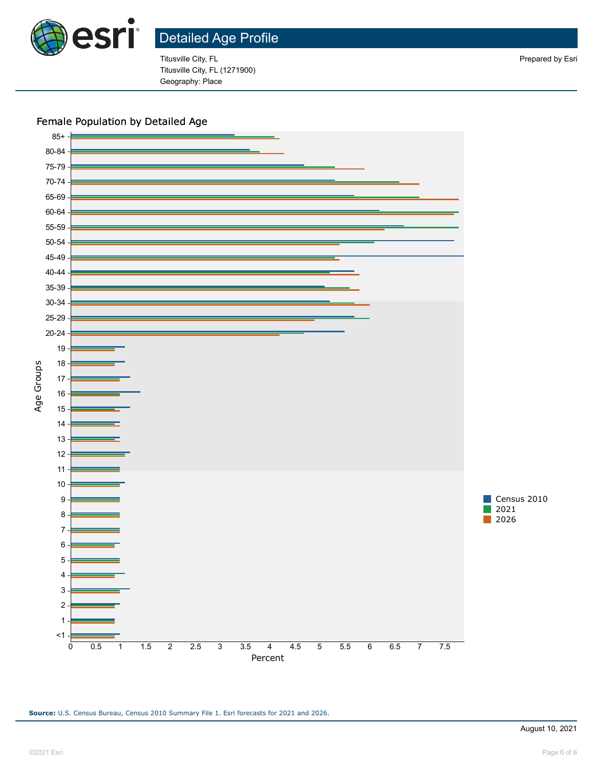# Detailed Age Profile

Titusville City, FL
Titusville City, FL (1271900)
Geography: Place

Prepared by Esri

## Female Population by Detailed Age

Age Groups

85+
80-84
75-79
70-74
65-69
60-64
55-59
50-54
45-49
40-44
35-39
30-34
25-29
20-24
19
18
17
16
15
14
13
12
11
10
9
8
7
6
5
4
3
2
1
<1

0 0.5 1 1.5 2 2.5 3 3.5 4 4.5 5 5.5 6 6.5 7 7.5

Percent

Census 2010
2021
2026

**Source:** U.S. Census Bureau, Census 2010 Summary File 1. Esri forecasts for 2021 and 2026.

August 10, 2021

©2021 Esri